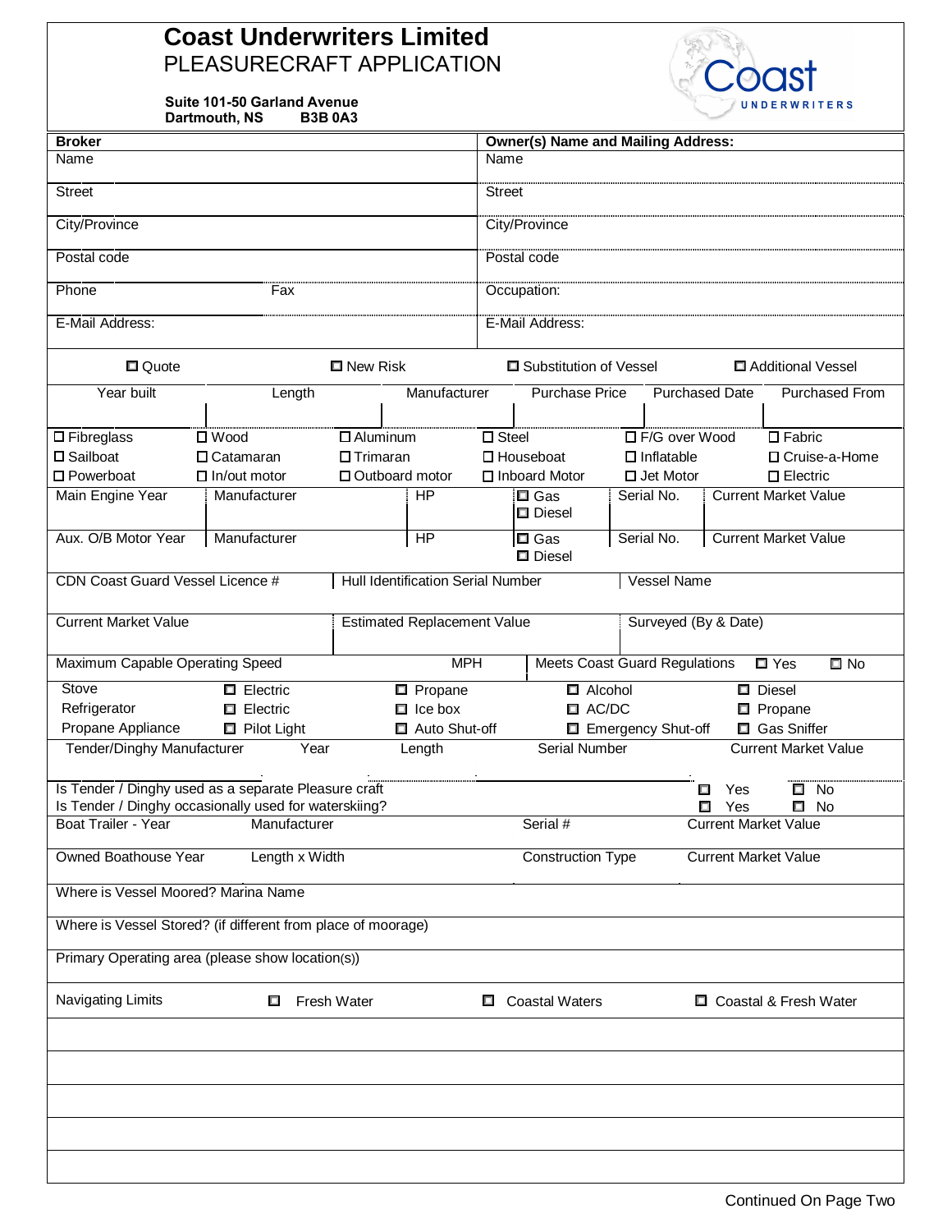# Coast Underwriters Limited

## PLEASURECRAFT APPLICATION

**Suite 101-50 Garland Avenue**
**Dartmouth, NS B3B 0A3**

| **Broker** | | **Owner(s) Name and Mailing Address:** |
|---|---|---|
| Name | | Name |
| Street | | Street |
| City/Province | | City/Province |
| Postal code | | Postal code |
| Phone | Fax | Occupation: |
| E-Mail Address: | | E-Mail Address: |

☐ Quote ☐ New Risk ☐ Substitution of Vessel ☐ Additional Vessel

| Year built | Length | Manufacturer | Purchase Price | Purchased Date | Purchased From |
|---|---|---|---|---|---|
| | | | | | |

| | | | | | |
|---|---|---|---|---|---|
| ☐ Fibreglass | ☐ Wood | ☐ Aluminum | ☐ Steel | ☐ F/G over Wood | ☐ Fabric |
| ☐ Sailboat | ☐ Catamaran | ☐ Trimaran | ☐ Houseboat | ☐ Inflatable | ☐ Cruise-a-Home |
| ☐ Powerboat | ☐ In/out motor | ☐ Outboard motor | ☐ Inboard Motor | ☐ Jet Motor | ☐ Electric |

| Main Engine Year | Manufacturer | HP | ☐ Gas ☐ Diesel | Serial No. | Current Market Value |
|---|---|---|---|---|---|
| Aux. O/B Motor Year | Manufacturer | HP | ☐ Gas ☐ Diesel | Serial No. | Current Market Value |

| CDN Coast Guard Vessel Licence # | Hull Identification Serial Number | Vessel Name |
|---|---|---|
| Current Market Value | Estimated Replacement Value | Surveyed (By & Date) |

Maximum Capable Operating Speed MPH | Meets Coast Guard Regulations ☐ Yes ☐ No

| | | | | |
|---|---|---|---|---|
| Stove | ☐ Electric | ☐ Propane | ☐ Alcohol | ☐ Diesel |
| Refrigerator | ☐ Electric | ☐ Ice box | ☐ AC/DC | ☐ Propane |
| Propane Appliance | ☐ Pilot Light | ☐ Auto Shut-off | ☐ Emergency Shut-off | ☐ Gas Sniffer |

| Tender/Dinghy Manufacturer | Year | Length | Serial Number | Current Market Value |
|---|---|---|---|---|
| | | | | |

Is Tender / Dinghy used as a separate Pleasure craft ☐ Yes ☐ No
Is Tender / Dinghy occasionally used for waterskiing? ☐ Yes ☐ No

| Boat Trailer - Year | Manufacturer | Serial # | Current Market Value |
|---|---|---|---|
| Owned Boathouse Year | Length x Width | Construction Type | Current Market Value |

Where is Vessel Moored? Marina Name

Where is Vessel Stored? (if different from place of moorage)

Primary Operating area (please show location(s))

Navigating Limits ☐ Fresh Water ☐ Coastal Waters ☐ Coastal & Fresh Water

Continued On Page Two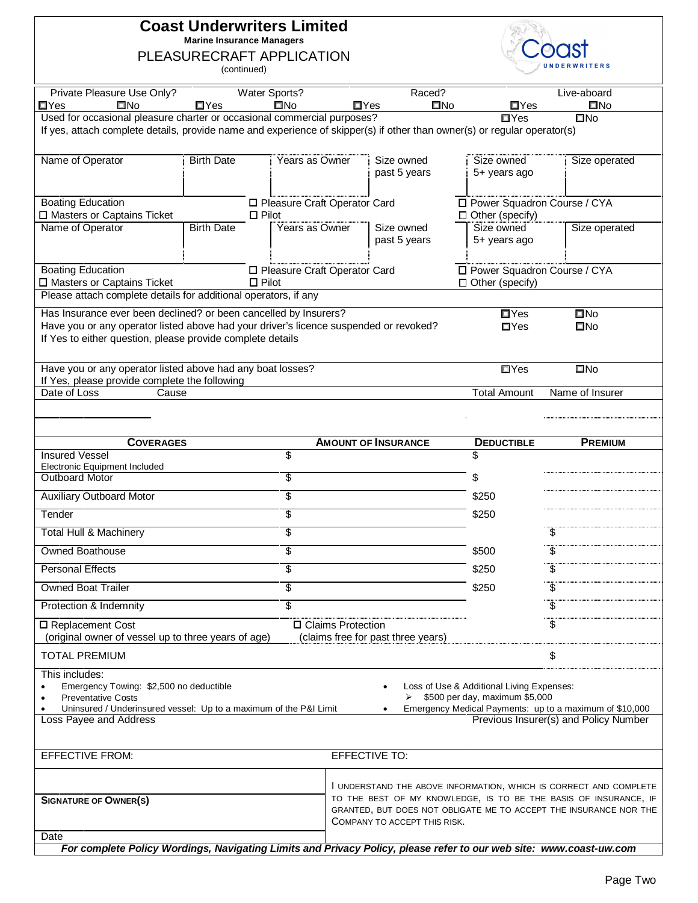# Coast Underwriters Limited

**Marine Insurance Managers**

PLEASURECRAFT APPLICATION

(continued)

| Private Pleasure Use Only? | | Water Sports? | | Raced? | | Live-aboard | |
|---|---|---|---|---|---|---|---|
| ☐Yes | ☐No | ☐Yes | ☐No | ☐Yes | ☐No | ☐Yes | ☐No |

Used for occasional pleasure charter or occasional commercial purposes? ☐Yes ☐No

If yes, attach complete details, provide name and experience of skipper(s) if other than owner(s) or regular operator(s)

| Name of Operator | Birth Date | Years as Owner | Size owned past 5 years | Size owned 5+ years ago | Size operated |
|---|---|---|---|---|---|
| | | | | | |

Boating Education ☐ Pleasure Craft Operator Card ☐ Power Squadron Course / CYA
☐ Masters or Captains Ticket ☐ Pilot ☐ Other (specify)

| Name of Operator | Birth Date | Years as Owner | Size owned past 5 years | Size owned 5+ years ago | Size operated |
|---|---|---|---|---|---|
| | | | | | |

Boating Education ☐ Pleasure Craft Operator Card ☐ Power Squadron Course / CYA
☐ Masters or Captains Ticket ☐ Pilot ☐ Other (specify)

Please attach complete details for additional operators, if any

Has Insurance ever been declined? or been cancelled by Insurers? ☐Yes ☐No

Have you or any operator listed above had your driver's licence suspended or revoked? ☐Yes ☐No

If Yes to either question, please provide complete details

Have you or any operator listed above had any boat losses? ☐Yes ☐No

If Yes, please provide complete the following

| Date of Loss | Cause | Total Amount | Name of Insurer |
|---|---|---|---|
| | | | |

| **COVERAGES** | **AMOUNT OF INSURANCE** | **DEDUCTIBLE** | **PREMIUM** |
|---|---|---|---|
| Insured Vessel<br>Electronic Equipment Included | $ | $ | |
| Outboard Motor | $ | $ | |
| Auxiliary Outboard Motor | $ | $250 | |
| Tender | $ | $250 | |
| Total Hull & Machinery | $ | | $ |
| Owned Boathouse | $ | $500 | $ |
| Personal Effects | $ | $250 | $ |
| Owned Boat Trailer | $ | $250 | $ |
| Protection & Indemnity | $ | | $ |
| ☐ Replacement Cost (original owner of vessel up to three years of age) | ☐ Claims Protection (claims free for past three years) | | $ |
| TOTAL PREMIUM | | | $ |

This includes:

- Emergency Towing: $2,500 no deductible
- Preventative Costs
- Uninsured / Underinsured vessel: Up to a maximum of the P&I Limit
- Loss of Use & Additional Living Expenses:
  - $500 per day, maximum $5,000
- Emergency Medical Payments: up to a maximum of $10,000

Loss Payee and Address

Previous Insurer(s) and Policy Number

EFFECTIVE FROM:

EFFECTIVE TO:

**SIGNATURE OF OWNER(S)**

Date

I UNDERSTAND THE ABOVE INFORMATION, WHICH IS CORRECT AND COMPLETE TO THE BEST OF MY KNOWLEDGE, IS TO BE THE BASIS OF INSURANCE, IF GRANTED, BUT DOES NOT OBLIGATE ME TO ACCEPT THE INSURANCE NOR THE COMPANY TO ACCEPT THIS RISK.

***For complete Policy Wordings, Navigating Limits and Privacy Policy, please refer to our web site: www.coast-uw.com***